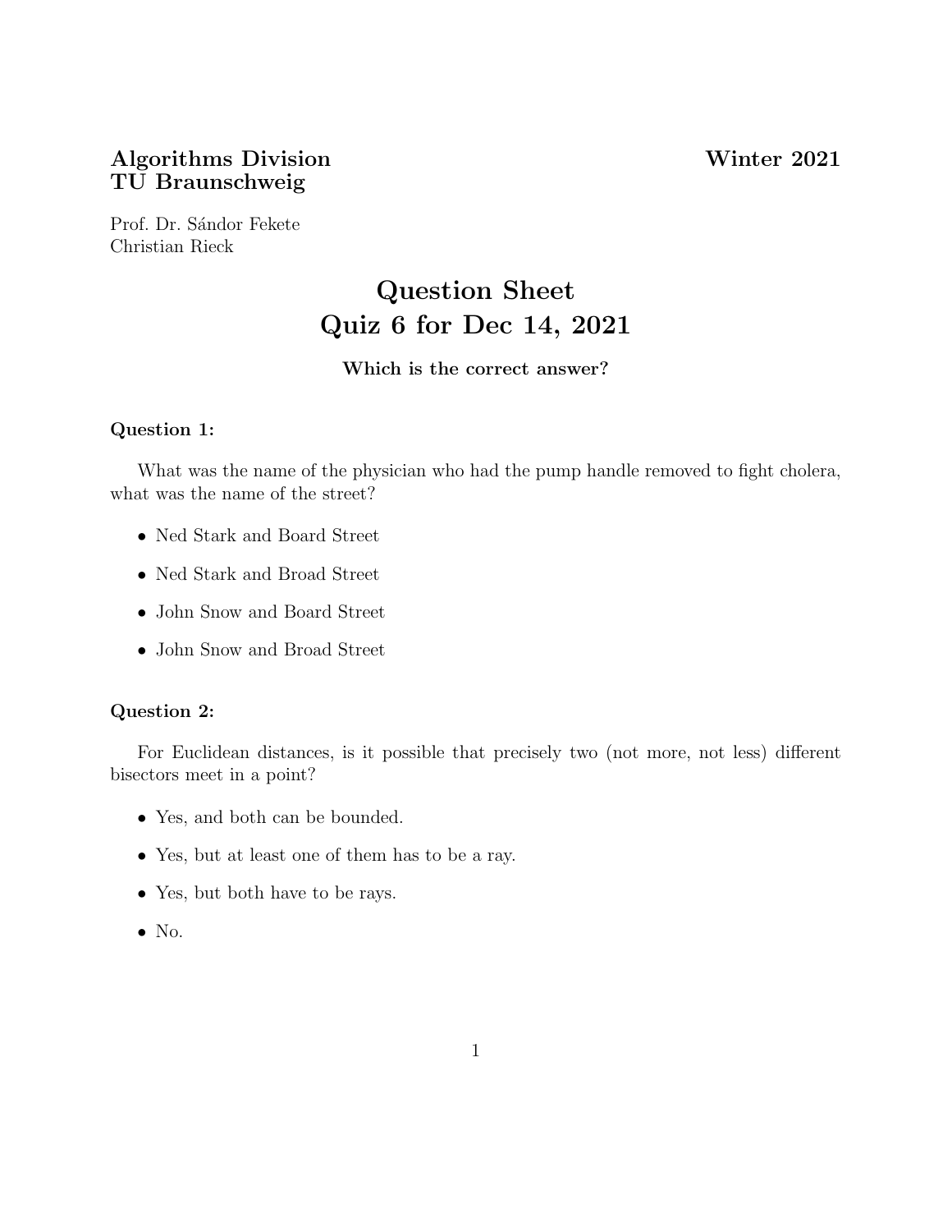**Algorithms Division** **Winter 2021**
**TU Braunschweig**

Prof. Dr. Sándor Fekete
Christian Rieck

# Question Sheet
# Quiz 6 for Dec 14, 2021

**Which is the correct answer?**

### Question 1:

What was the name of the physician who had the pump handle removed to fight cholera, what was the name of the street?

- Ned Stark and Board Street
- Ned Stark and Broad Street
- John Snow and Board Street
- John Snow and Broad Street

### Question 2:

For Euclidean distances, is it possible that precisely two (not more, not less) different bisectors meet in a point?

- Yes, and both can be bounded.
- Yes, but at least one of them has to be a ray.
- Yes, but both have to be rays.
- No.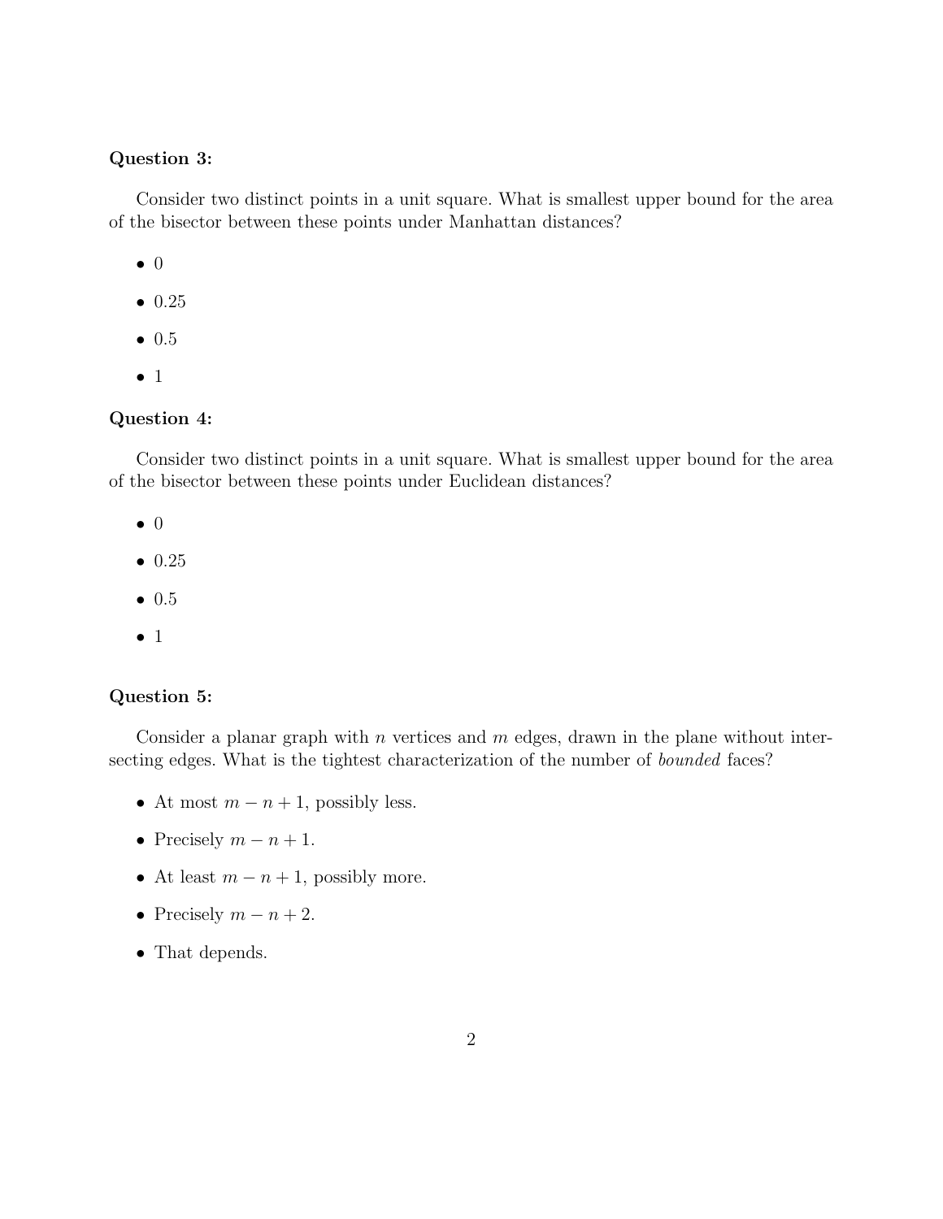**Question 3:**

Consider two distinct points in a unit square. What is smallest upper bound for the area of the bisector between these points under Manhattan distances?

- 0
- 0.25
- 0.5
- 1

**Question 4:**

Consider two distinct points in a unit square. What is smallest upper bound for the area of the bisector between these points under Euclidean distances?

- 0
- 0.25
- 0.5
- 1

**Question 5:**

Consider a planar graph with $n$ vertices and $m$ edges, drawn in the plane without intersecting edges. What is the tightest characterization of the number of *bounded* faces?

- At most $m - n + 1$, possibly less.
- Precisely $m - n + 1$.
- At least $m - n + 1$, possibly more.
- Precisely $m - n + 2$.
- That depends.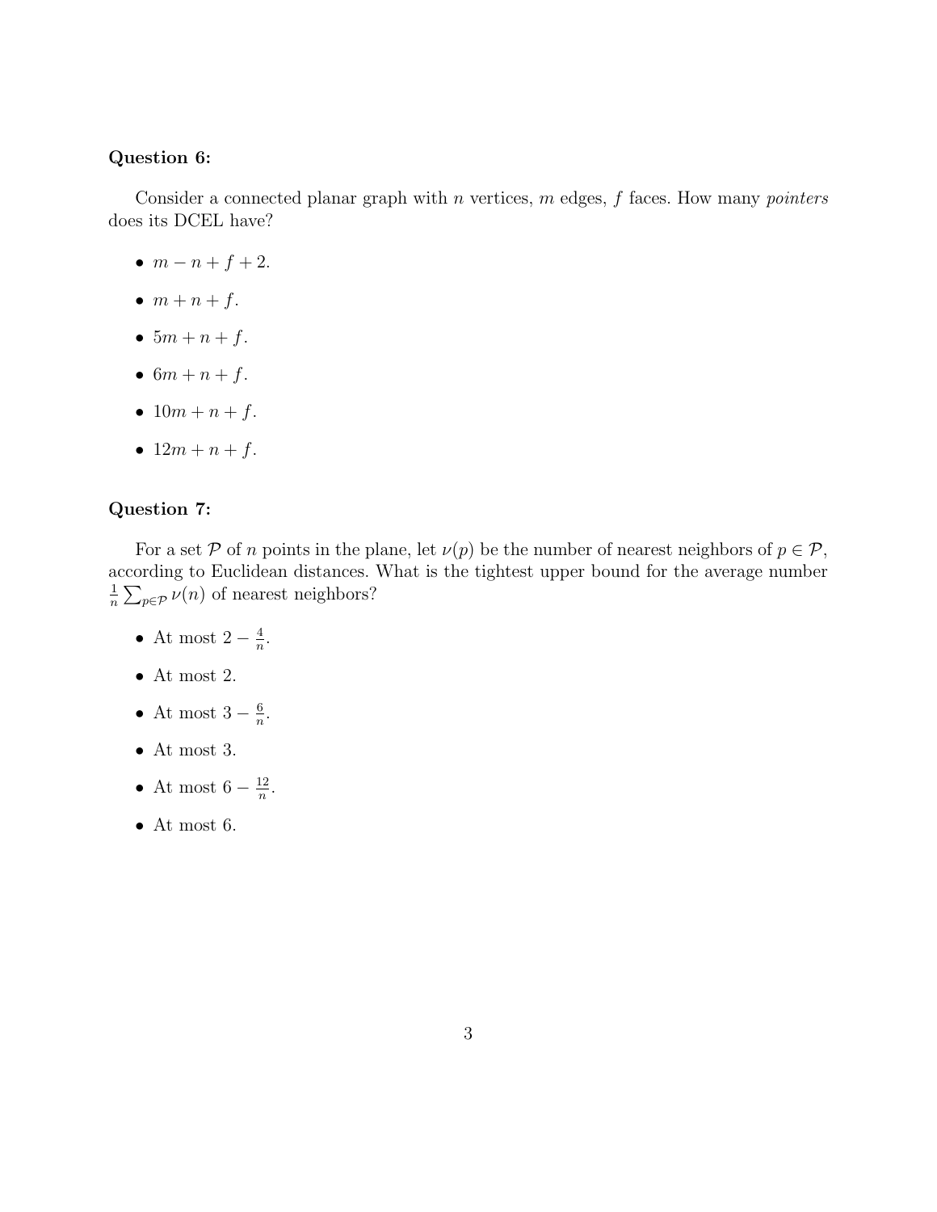**Question 6:**

Consider a connected planar graph with $n$ vertices, $m$ edges, $f$ faces. How many *pointers* does its DCEL have?

- $m - n + f + 2$.
- $m + n + f$.
- $5m + n + f$.
- $6m + n + f$.
- $10m + n + f$.
- $12m + n + f$.

**Question 7:**

For a set $\mathcal{P}$ of $n$ points in the plane, let $\nu(p)$ be the number of nearest neighbors of $p \in \mathcal{P}$, according to Euclidean distances. What is the tightest upper bound for the average number $\frac{1}{n} \sum_{p \in \mathcal{P}} \nu(n)$ of nearest neighbors?

- At most $2 - \frac{4}{n}$.
- At most 2.
- At most $3 - \frac{6}{n}$.
- At most 3.
- At most $6 - \frac{12}{n}$.
- At most 6.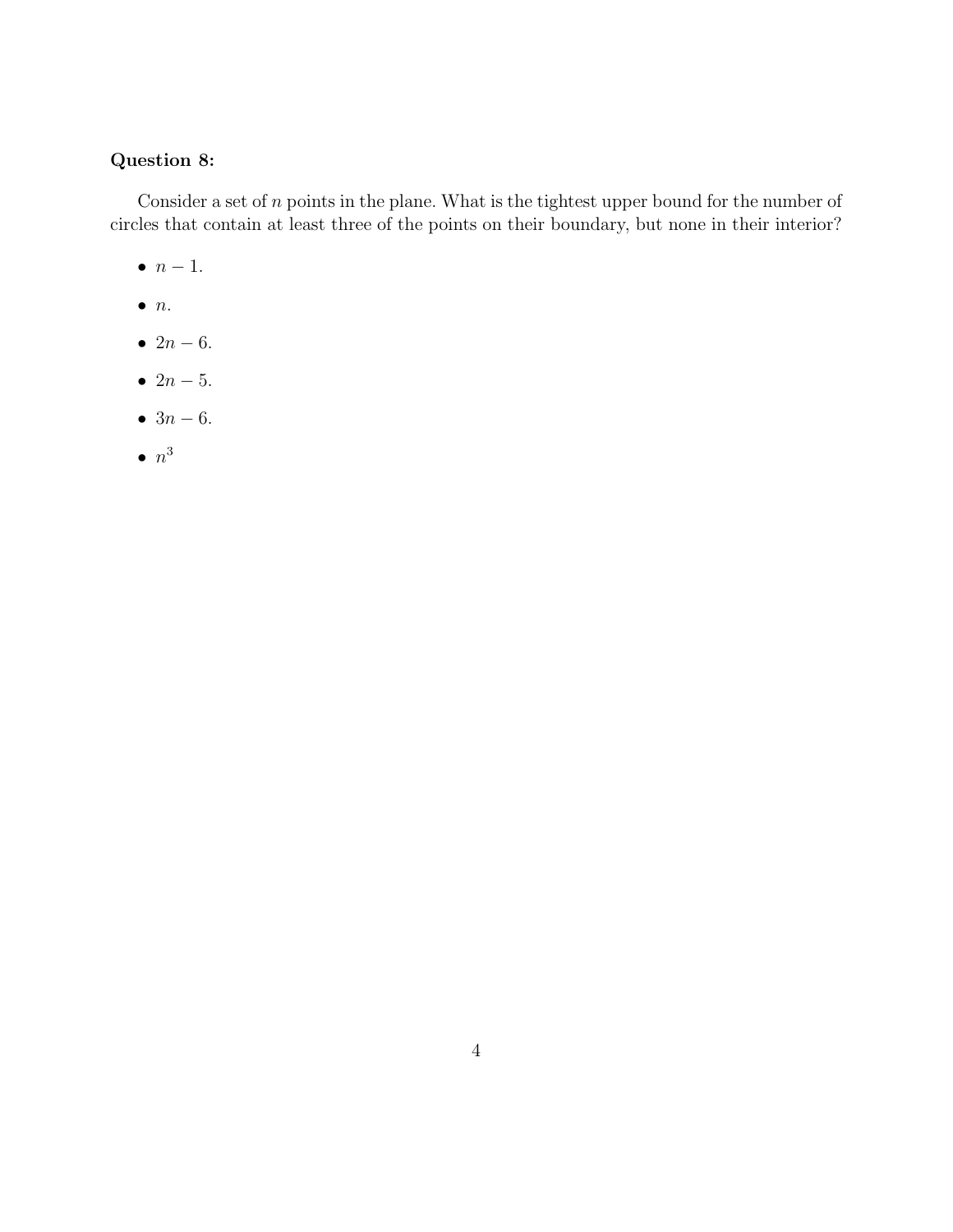**Question 8:**

Consider a set of $n$ points in the plane. What is the tightest upper bound for the number of circles that contain at least three of the points on their boundary, but none in their interior?

- $n - 1$.
- $n$.
- $2n - 6$.
- $2n - 5$.
- $3n - 6$.
- $n^3$